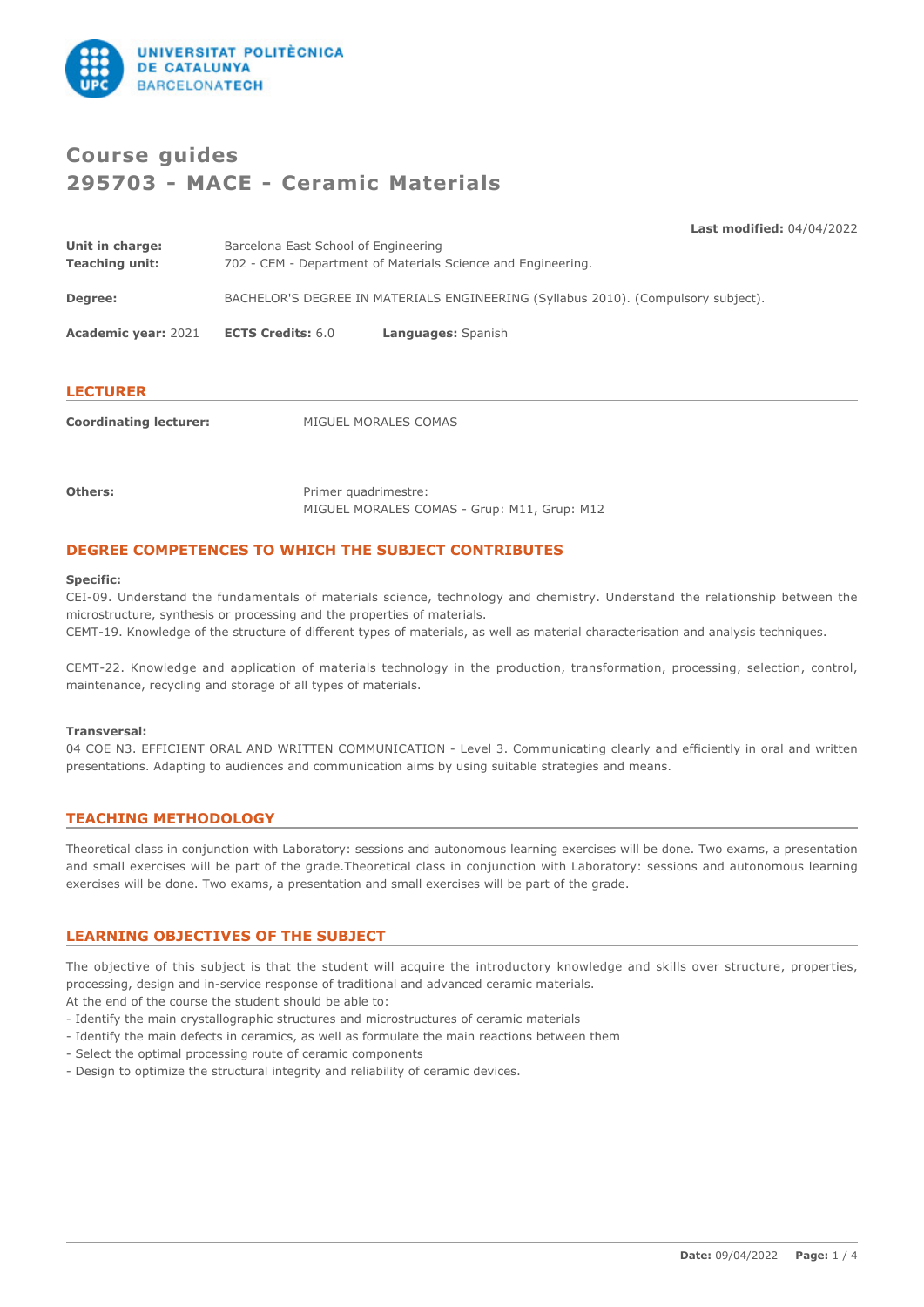# Course guides
# 295703 - MACE - Ceramic Materials

**Last modified:** 04/04/2022

**Unit in charge:** Barcelona East School of Engineering
**Teaching unit:** 702 - CEM - Department of Materials Science and Engineering.

**Degree:** BACHELOR'S DEGREE IN MATERIALS ENGINEERING (Syllabus 2010). (Compulsory subject).

**Academic year:** 2021 **ECTS Credits:** 6.0 **Languages:** Spanish

## LECTURER

**Coordinating lecturer:** MIGUEL MORALES COMAS

**Others:** Primer quadrimestre:
MIGUEL MORALES COMAS - Grup: M11, Grup: M12

## DEGREE COMPETENCES TO WHICH THE SUBJECT CONTRIBUTES

**Specific:**

CEI-09. Understand the fundamentals of materials science, technology and chemistry. Understand the relationship between the microstructure, synthesis or processing and the properties of materials.

CEMT-19. Knowledge of the structure of different types of materials, as well as material characterisation and analysis techniques.

CEMT-22. Knowledge and application of materials technology in the production, transformation, processing, selection, control, maintenance, recycling and storage of all types of materials.

**Transversal:**

04 COE N3. EFFICIENT ORAL AND WRITTEN COMMUNICATION - Level 3. Communicating clearly and efficiently in oral and written presentations. Adapting to audiences and communication aims by using suitable strategies and means.

## TEACHING METHODOLOGY

Theoretical class in conjunction with Laboratory: sessions and autonomous learning exercises will be done. Two exams, a presentation and small exercises will be part of the grade.Theoretical class in conjunction with Laboratory: sessions and autonomous learning exercises will be done. Two exams, a presentation and small exercises will be part of the grade.

## LEARNING OBJECTIVES OF THE SUBJECT

The objective of this subject is that the student will acquire the introductory knowledge and skills over structure, properties, processing, design and in-service response of traditional and advanced ceramic materials.

At the end of the course the student should be able to:

- Identify the main crystallographic structures and microstructures of ceramic materials
- Identify the main defects in ceramics, as well as formulate the main reactions between them
- Select the optimal processing route of ceramic components
- Design to optimize the structural integrity and reliability of ceramic devices.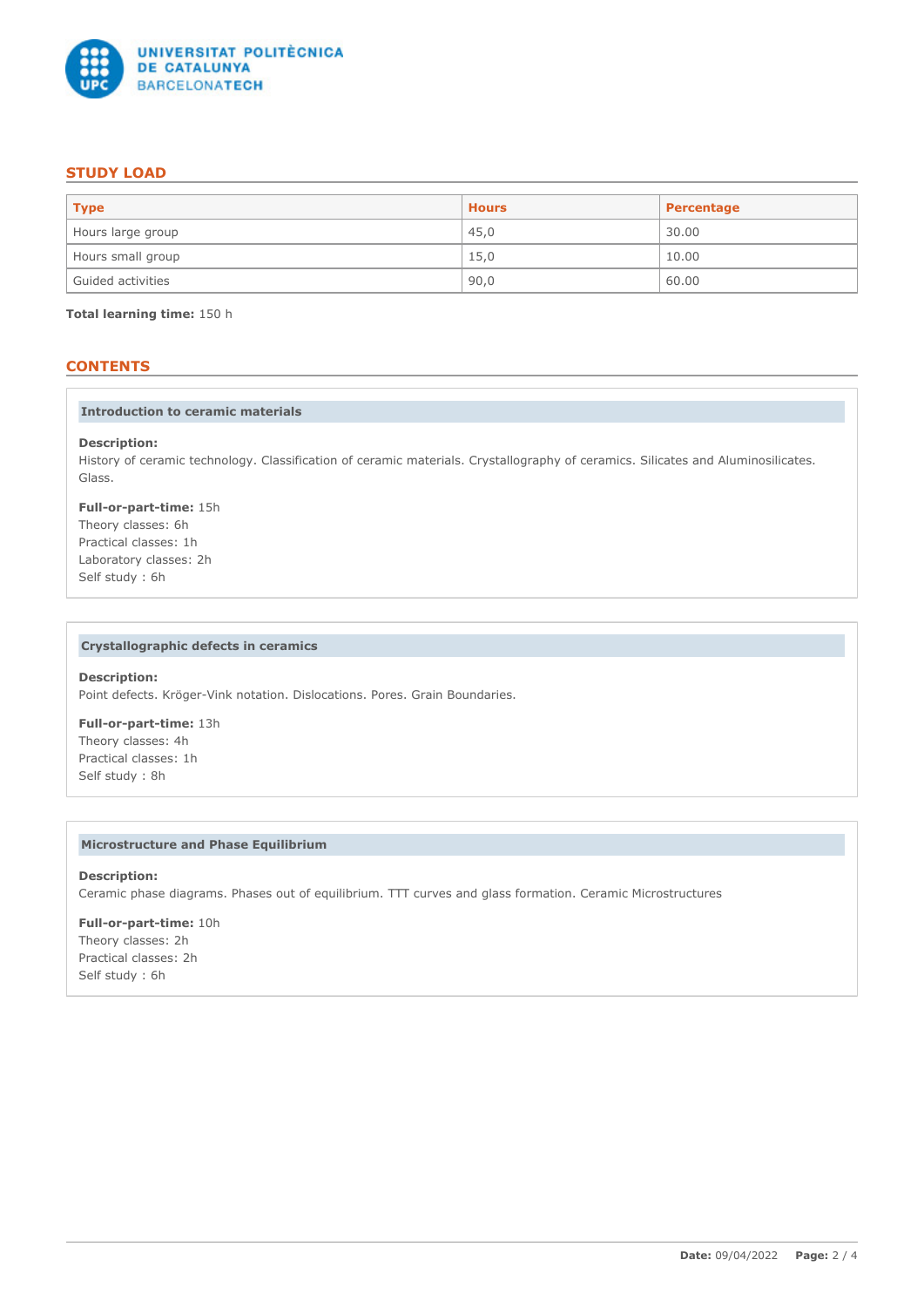## STUDY LOAD

| Type | Hours | Percentage |
|---|---|---|
| Hours large group | 45,0 | 30.00 |
| Hours small group | 15,0 | 10.00 |
| Guided activities | 90,0 | 60.00 |

**Total learning time:** 150 h

## CONTENTS

### Introduction to ceramic materials

**Description:**
History of ceramic technology. Classification of ceramic materials. Crystallography of ceramics. Silicates and Aluminosilicates. Glass.

**Full-or-part-time:** 15h
Theory classes: 6h
Practical classes: 1h
Laboratory classes: 2h
Self study : 6h

### Crystallographic defects in ceramics

**Description:**
Point defects. Kröger-Vink notation. Dislocations. Pores. Grain Boundaries.

**Full-or-part-time:** 13h
Theory classes: 4h
Practical classes: 1h
Self study : 8h

### Microstructure and Phase Equilibrium

**Description:**
Ceramic phase diagrams. Phases out of equilibrium. TTT curves and glass formation. Ceramic Microstructures

**Full-or-part-time:** 10h
Theory classes: 2h
Practical classes: 2h
Self study : 6h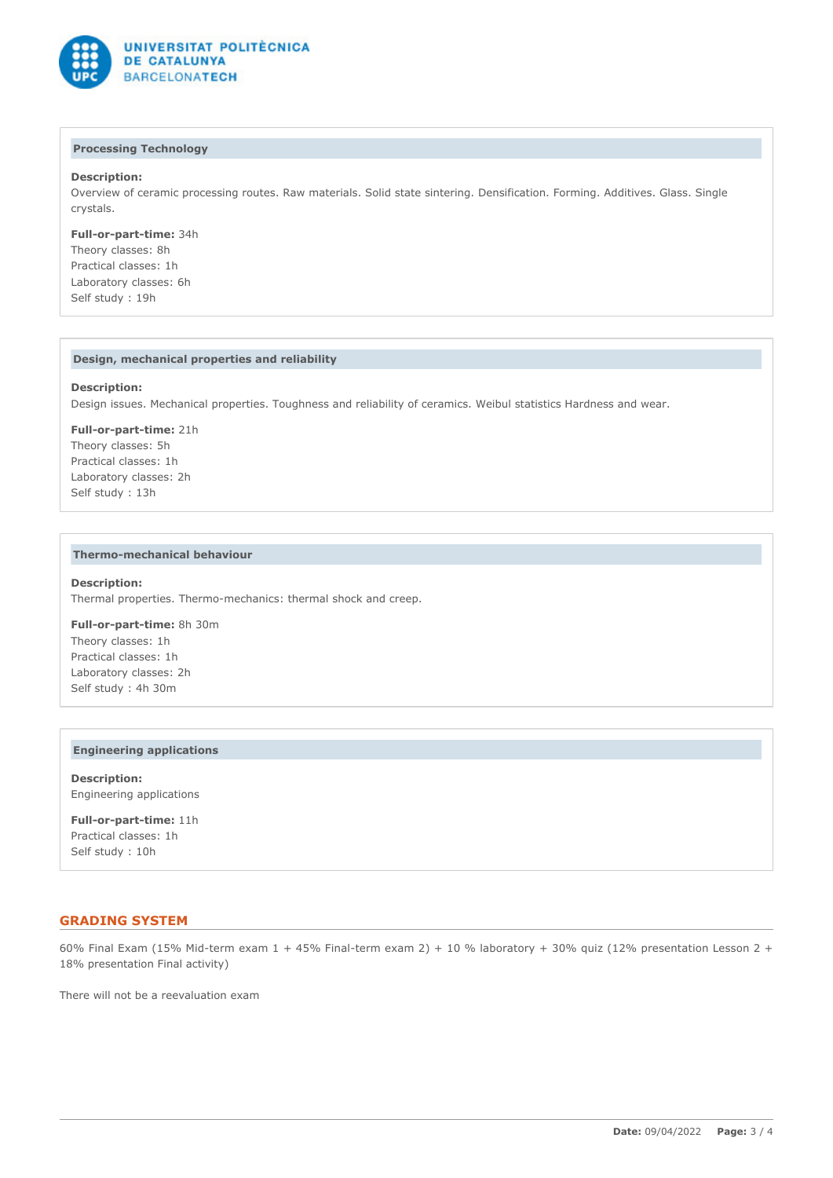### Processing Technology

**Description:**
Overview of ceramic processing routes. Raw materials. Solid state sintering. Densification. Forming. Additives. Glass. Single crystals.

**Full-or-part-time:** 34h
Theory classes: 8h
Practical classes: 1h
Laboratory classes: 6h
Self study : 19h

### Design, mechanical properties and reliability

**Description:**
Design issues. Mechanical properties. Toughness and reliability of ceramics. Weibul statistics Hardness and wear.

**Full-or-part-time:** 21h
Theory classes: 5h
Practical classes: 1h
Laboratory classes: 2h
Self study : 13h

### Thermo-mechanical behaviour

**Description:**
Thermal properties. Thermo-mechanics: thermal shock and creep.

**Full-or-part-time:** 8h 30m
Theory classes: 1h
Practical classes: 1h
Laboratory classes: 2h
Self study : 4h 30m

### Engineering applications

**Description:**
Engineering applications

**Full-or-part-time:** 11h
Practical classes: 1h
Self study : 10h

## GRADING SYSTEM

60% Final Exam (15% Mid-term exam 1 + 45% Final-term exam 2) + 10 % laboratory + 30% quiz (12% presentation Lesson 2 + 18% presentation Final activity)

There will not be a reevaluation exam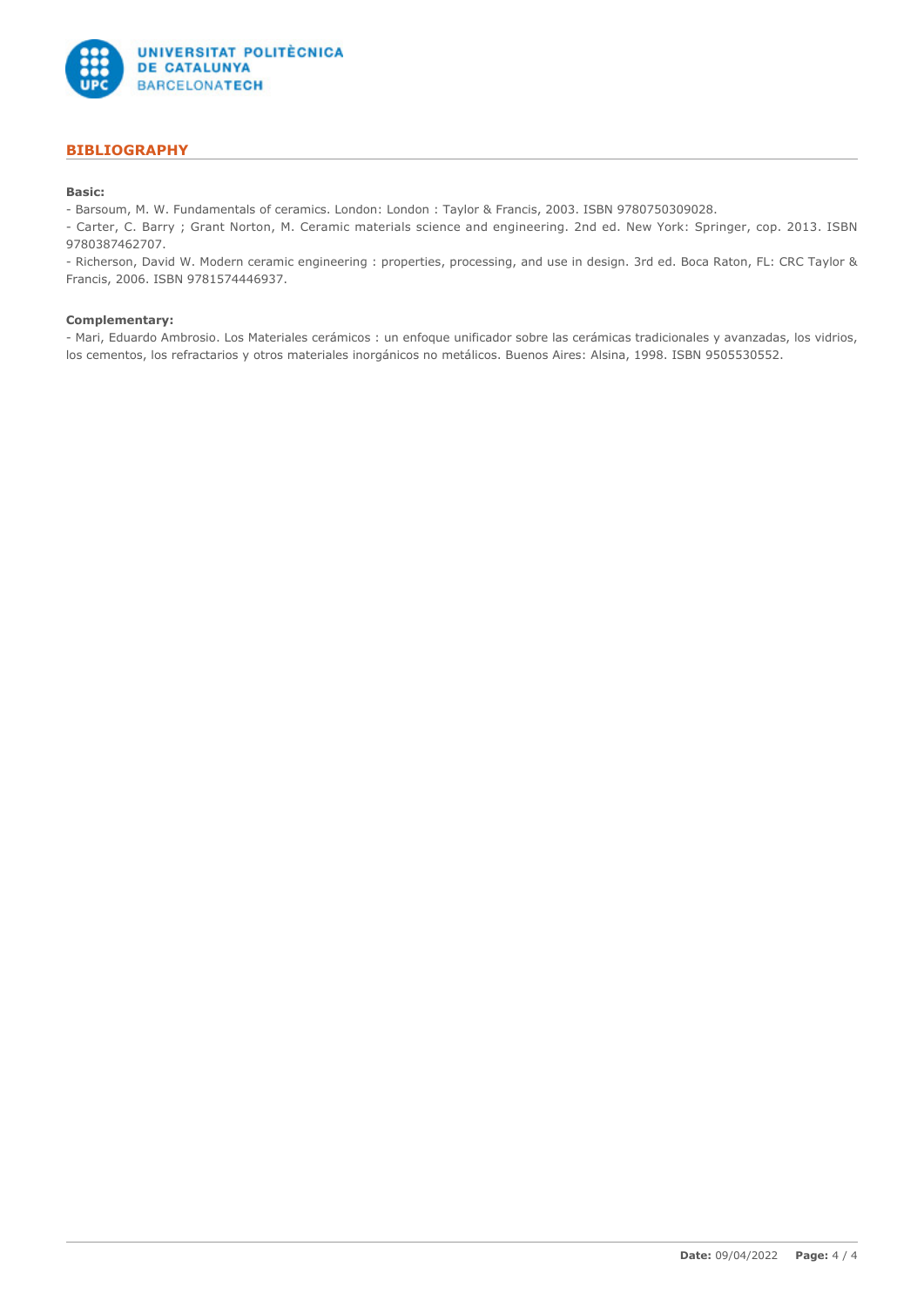## BIBLIOGRAPHY

**Basic:**

- Barsoum, M. W. Fundamentals of ceramics. London: London : Taylor & Francis, 2003. ISBN 9780750309028.
- Carter, C. Barry ; Grant Norton, M. Ceramic materials science and engineering. 2nd ed. New York: Springer, cop. 2013. ISBN 9780387462707.
- Richerson, David W. Modern ceramic engineering : properties, processing, and use in design. 3rd ed. Boca Raton, FL: CRC Taylor & Francis, 2006. ISBN 9781574446937.

**Complementary:**

- Mari, Eduardo Ambrosio. Los Materiales cerámicos : un enfoque unificador sobre las cerámicas tradicionales y avanzadas, los vidrios, los cementos, los refractarios y otros materiales inorgánicos no metálicos. Buenos Aires: Alsina, 1998. ISBN 9505530552.